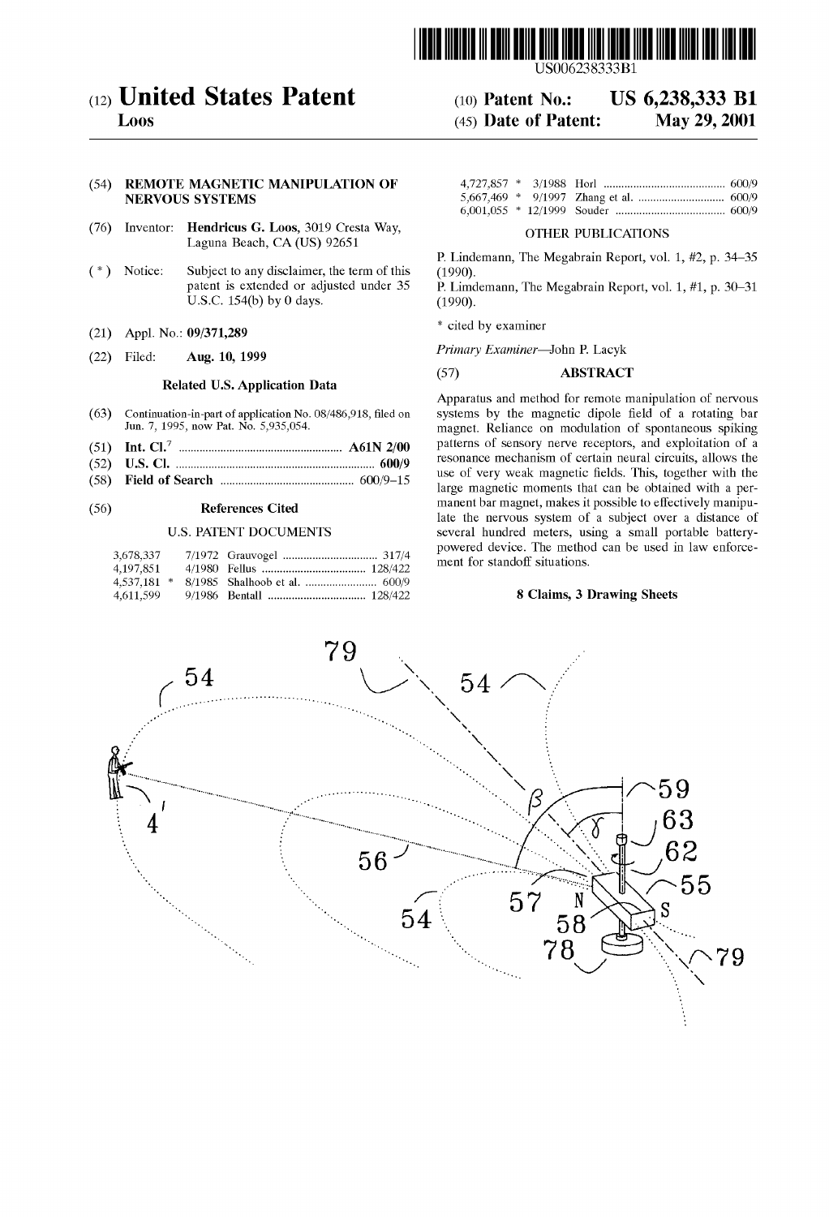US006238333B1

# (12) United States Patent
**Loos**

(10) **Patent No.:** **US 6,238,333 B1**

(45) **Date of Patent:** **May 29, 2001**

(54) **REMOTE MAGNETIC MANIPULATION OF NERVOUS SYSTEMS**

(76) Inventor: **Hendricus G. Loos**, 3019 Cresta Way, Laguna Beach, CA (US) 92651

( * ) Notice: Subject to any disclaimer, the term of this patent is extended or adjusted under 35 U.S.C. 154(b) by 0 days.

(21) Appl. No.: **09/371,289**

(22) Filed: **Aug. 10, 1999**

**Related U.S. Application Data**

(63) Continuation-in-part of application No. 08/486,918, filed on Jun. 7, 1995, now Pat. No. 5,935,054.

(51) **Int. Cl.**[7] .................................................. **A61N 2/00**

(52) **U.S. Cl.** .................................................. **600/9**

(58) **Field of Search** .................................. 600/9–15

(56) **References Cited**

U.S. PATENT DOCUMENTS

| | | | |
|---|---|---|---|
| 3,678,337 | 7/1972 | Grauvogel | 317/4 |
| 4,197,851 | 4/1980 | Fellus | 128/422 |
| 4,537,181 * | 8/1985 | Shalhoob et al. | 600/9 |
| 4,611,599 | 9/1986 | Bentall | 128/422 |
| 4,727,857 * | 3/1988 | Horl | 600/9 |
| 5,667,469 * | 9/1997 | Zhang et al. | 600/9 |
| 6,001,055 * | 12/1999 | Souder | 600/9 |

OTHER PUBLICATIONS

P. Lindemann, The Megabrain Report, vol. 1, #2, p. 34–35 (1990).

P. Limdemann, The Megabrain Report, vol. 1, #1, p. 30–31 (1990).

\* cited by examiner

*Primary Examiner*—John P. Lacyk

(57) **ABSTRACT**

Apparatus and method for remote manipulation of nervous systems by the magnetic dipole field of a rotating bar magnet. Reliance on modulation of spontaneous spiking patterns of sensory nerve receptors, and exploitation of a resonance mechanism of certain neural circuits, allows the use of very weak magnetic fields. This, together with the large magnetic moments that can be obtained with a permanent bar magnet, makes it possible to effectively manipulate the nervous system of a subject over a distance of several hundred meters, using a small portable battery-powered device. The method can be used in law enforcement for standoff situations.

**8 Claims, 3 Drawing Sheets**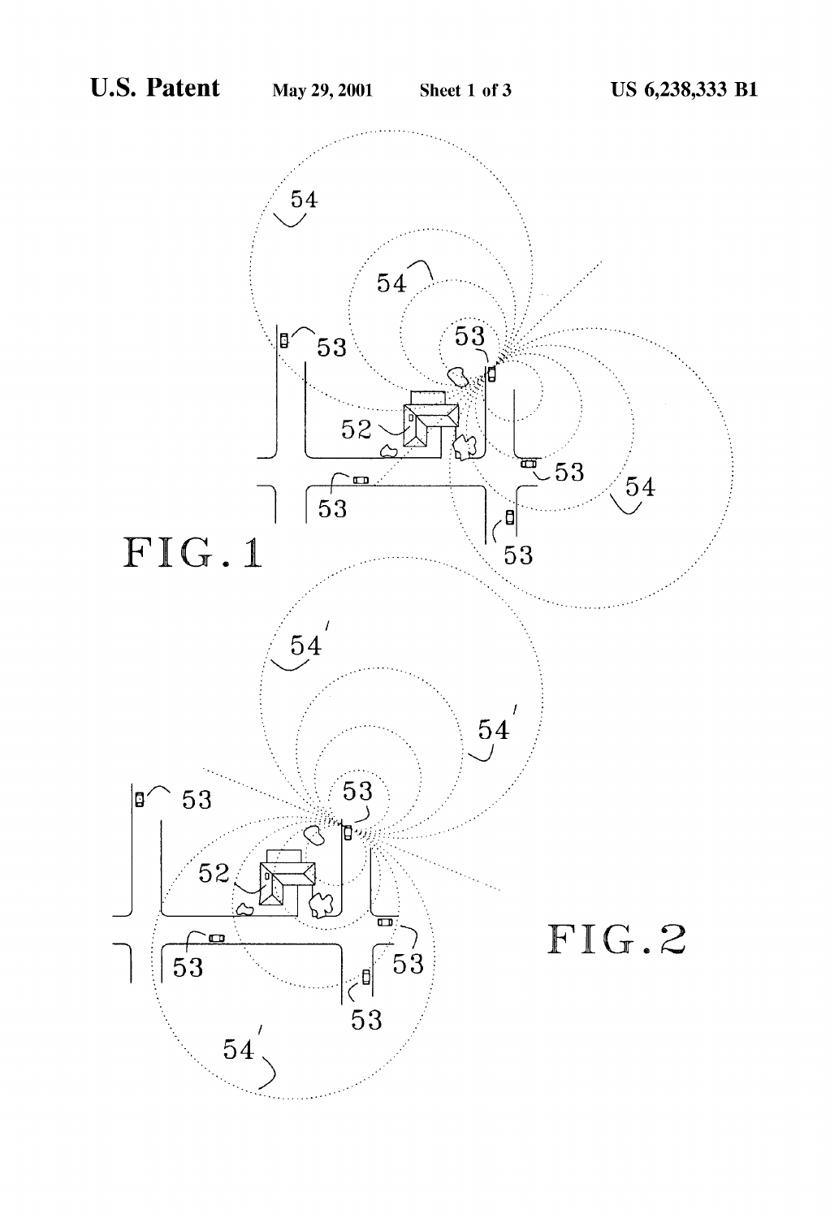FIG. 1

FIG. 2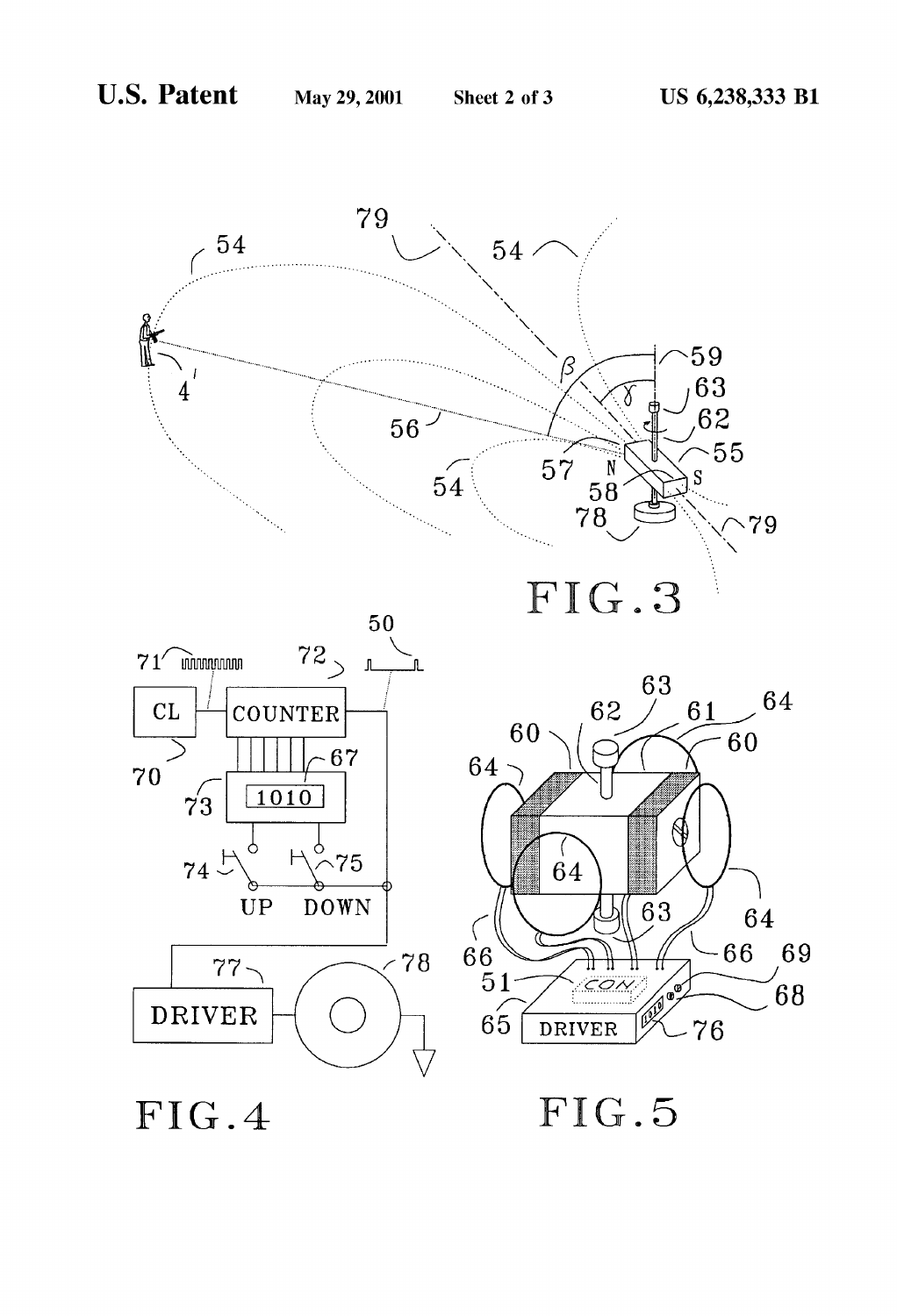FIG. 3

FIG. 4

FIG. 5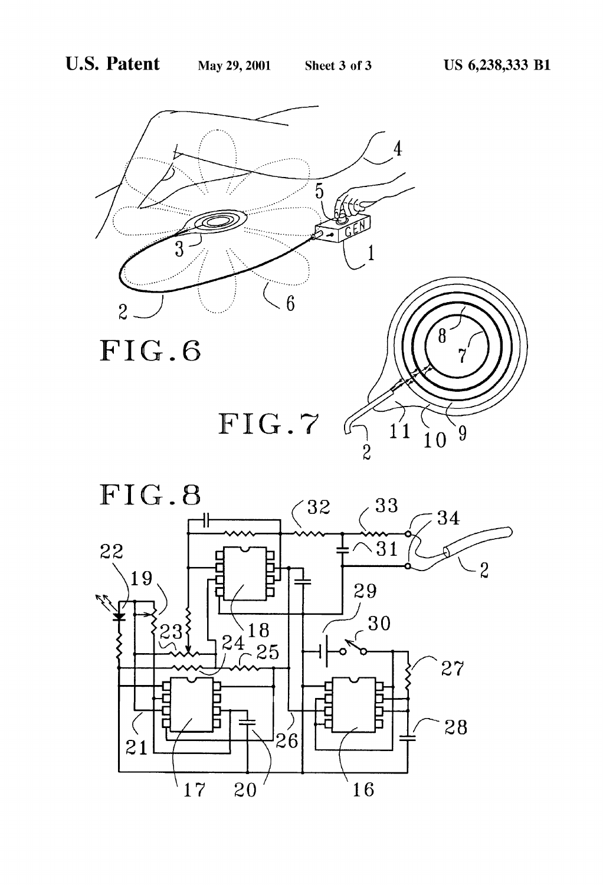FIG.6

FIG.7

FIG.8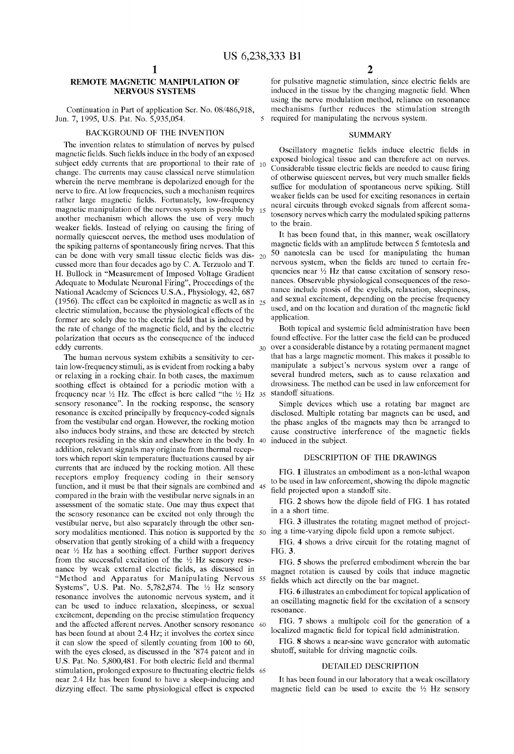# REMOTE MAGNETIC MANIPULATION OF NERVOUS SYSTEMS

Continuation in Part of application Ser. No. 08/486,918, Jun. 7, 1995, U.S. Pat. No. 5,935,054.

## BACKGROUND OF THE INVENTION

The invention relates to stimulation of nerves by pulsed magnetic fields. Such fields induce in the body of an exposed subject eddy currents that are proportional to their rate of change. The currents may cause classical nerve stimulation wherein the nerve membrane is depolarized enough for the nerve to fire. At low frequencies, such a mechanism requires rather large magnetic fields. Fortunately, low-frequency magnetic manipulation of the nervous system is possible by another mechanism which allows the use of very much weaker fields. Instead of relying on causing the firing of normally quiescent nerves, the method uses modulation of the spiking patterns of spontaneously firing nerves. That this can be done with very small tissue electic fields was discussed more than four decades ago by C. A. Terzuolo and T. H. Bullock in "Measurement of Imposed Voltage Gradient Adequate to Modulate Neuronal Firing", Proceedings of the National Academy of Sciences U.S.A., Physiology, 42, 687 (1956). The effect can be exploited in magnetic as well as in electric stimulation, because the physiological effects of the former are solely due to the electric field that is induced by the rate of change of the magnetic field, and by the electric polarization that occurs as the consequence of the induced eddy currents.

The human nervous system exhibits a sensitivity to certain low-frequency stimuli, as is evident from rocking a baby or relaxing in a rocking chair. In both cases, the maximum soothing effect is obtained for a periodic motion with a frequency near ½ Hz. The effect is here called "the ½ Hz sensory resonance". In the rocking response, the sensory resonance is excited principally by frequency-coded signals from the vestibular end organ. However, the rocking motion also induces body strains, and these are detected by stretch receptors residing in the skin and elsewhere in the body. In addition, relevant signals may originate from thermal receptors which report skin temperature fluctuations caused by air currents that are induced by the rocking motion. All these receptors employ frequency coding in their sensory function, and it must be that their signals are combined and compared in the brain with the vestibular nerve signals in an assessment of the somatic state. One may thus expect that the sensory resonance can be excited not only through the vestibular nerve, but also separately through the other sensory modalities mentioned. This notion is supported by the observation that gently stroking of a child with a frequency near ½ Hz has a soothing effect. Further support derives from the successful excitation of the ½ Hz sensory resonance by weak external electric fields, as discussed in "Method and Apparatus for Manipulating Nervous Systems", U.S. Pat. No. 5,782,874. The ½ Hz sensory resonance involves the autonomic nervous system, and it can be used to induce relaxation, sleepiness, or sexual excitement, depending on the precise stimulation frequency and the affected afferent nerves. Another sensory resonance has been found at about 2.4 Hz; it involves the cortex since it can slow the speed of silently counting from 100 to 60, with the eyes closed, as discussed in the '874 patent and in U.S. Pat. No. 5,800,481. For both electric field and thermal stimulation, prolonged exposure to fluctuating electric fields near 2.4 Hz has been found to have a sleep-inducing and dizzying effect. The same physiological effect is expected for pulsative magnetic stimulation, since electric fields are induced in the tissue by the changing magnetic field. When using the nerve modulation method, reliance on resonance mechanisms further reduces the stimulation strength required for manipulating the nervous system.

## SUMMARY

Oscillatory magnetic fields induce electric fields in exposed biological tissue and can therefore act on nerves. Considerable tissue electric fields are needed to cause firing of otherwise quiescent nerves, but very much smaller fields suffice for modulation of spontaneous nerve spiking. Still weaker fields can be used for exciting resonances in certain neural circuits through evoked signals from afferent somatosensory nerves which carry the modulated spiking patterns to the brain.

It has been found that, in this manner, weak oscillatory magnetic fields with an amplitude between 5 femtotesla and 50 nanotesla can be used for manipulating the human nervous system, when the fields are tuned to certain frequencies near ½ Hz that cause excitation of sensory resonances. Observable physiological consequences of the resonance include ptosis of the eyelids, relaxation, sleepiness, and sexual excitement, depending on the precise frequency used, and on the location and duration of the magnetic field application.

Both topical and systemic field administration have been found effective. For the latter case the field can be produced over a considerable distance by a rotating permanent magnet that has a large magnetic moment. This makes it possible to manipulate a subject's nervous system over a range of several hundred meters, such as to cause relaxation and drowsiness. The method can be used in law enforcement for standoff situations.

Simple devices which use a rotating bar magnet are disclosed. Multiple rotating bar magnets can be used, and the phase angles of the magnets may then be arranged to cause constructive interference of the magnetic fields induced in the subject.

## DESCRIPTION OF THE DRAWINGS

FIG. 1 illustrates an embodiment as a non-lethal weapon to be used in law enforcement, showing the dipole magnetic field projected upon a standoff site.

FIG. 2 shows how the dipole field of FIG. 1 has rotated in a a short time.

FIG. 3 illustrates the rotating magnet method of projecting a time-varying dipole field upon a remote subject.

FIG. 4 shows a drive circuit for the rotating magnet of FIG. 3.

FIG. 5 shows the preferred embodiment wherein the bar magnet rotation is caused by coils that induce magnetic fields which act directly on the bar magnet.

FIG. 6 illustrates an embodiment for topical application of an oscillating magnetic field for the excitation of a sensory resonance.

FIG. 7 shows a multipole coil for the generation of a localized magnetic field for topical field administration.

FIG. 8 shows a near-sine wave generator with automatic shutoff, suitable for driving magnetic coils.

## DETAILED DESCRIPTION

It has been found in our laboratory that a weak oscillatory magnetic field can be used to excite the ½ Hz sensory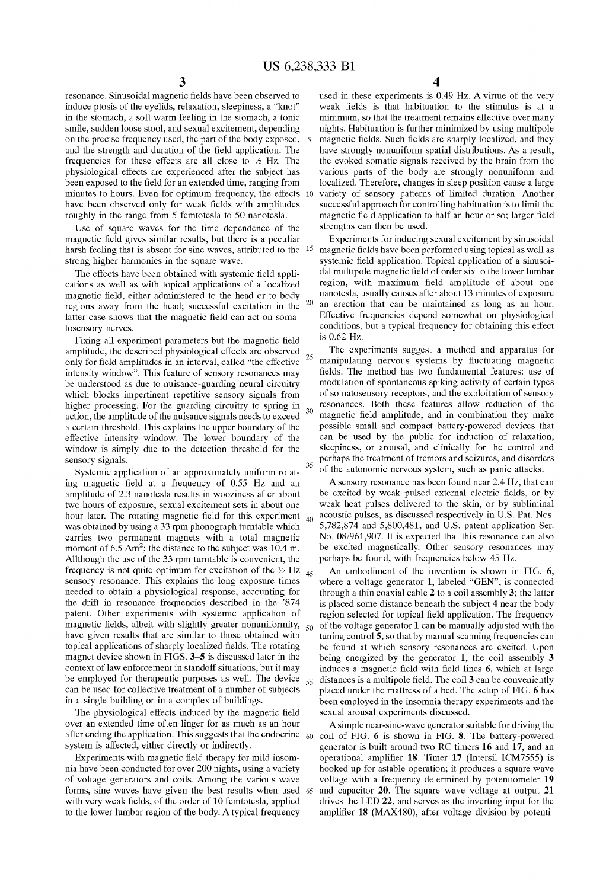resonance. Sinusoidal magnetic fields have been observed to induce ptosis of the eyelids, relaxation, sleepiness, a "knot" in the stomach, a soft warm feeling in the stomach, a tonic smile, sudden loose stool, and sexual excitement, depending on the precise frequency used, the part of the body exposed, and the strength and duration of the field application. The frequencies for these effects are all close to ½ Hz. The physiological effects are experienced after the subject has been exposed to the field for an extended time, ranging from minutes to hours. Even for optimum frequency, the effects have been observed only for weak fields with amplitudes roughly in the range from 5 femtotesla to 50 nanotesla.

Use of square waves for the time dependence of the magnetic field gives similar results, but there is a peculiar harsh feeling that is absent for sine waves, attributed to the strong higher harmonics in the square wave.

The effects have been obtained with systemic field applications as well as with topical applications of a localized magnetic field, either administered to the head or to body regions away from the head; successful excitation in the latter case shows that the magnetic field can act on somatosensory nerves.

Fixing all experiment parameters but the magnetic field amplitude, the described physiological effects are observed only for field amplitudes in an interval, called "the effective intensity window". This feature of sensory resonances may be understood as due to nuisance-guarding neural circuitry which blocks impertinent repetitive sensory signals from higher processing. For the guarding circuitry to spring in action, the amplitude of the nuisance signals needs to exceed a certain threshold. This explains the upper boundary of the effective intensity window. The lower boundary of the window is simply due to the detection threshold for the sensory signals.

Systemic application of an approximately uniform rotating magnetic field at a frequency of 0.55 Hz and an amplitude of 2.3 nanotesla results in wooziness after about two hours of exposure; sexual excitement sets in about one hour later. The rotating magnetic field for this experiment was obtained by using a 33 rpm phonograph turntable which carries two permanent magnets with a total magnetic moment of 6.5 $Am^2$; the distance to the subject was 10.4 m. Allthough the use of the 33 rpm turntable is convenient, the frequency is not quite optimum for excitation of the ½ Hz sensory resonance. This explains the long exposure times needed to obtain a physiological response, accounting for the drift in resonance frequencies described in the '874 patent. Other experiments with systemic application of magnetic fields, albeit with slightly greater nonuniformity, have given results that are similar to those obtained with topical applications of sharply localized fields. The rotating magnet device shown in FIGS. 3–5 is discussed later in the context of law enforcement in standoff situations, but it may be employed for therapeutic purposes as well. The device can be used for collective treatment of a number of subjects in a single building or in a complex of buildings.

The physiological effects induced by the magnetic field over an extended time often linger for as much as an hour after ending the application. This suggests that the endocrine system is affected, either directly or indirectly.

Experiments with magnetic field therapy for mild insomnia have been conducted for over 200 nights, using a variety of voltage generators and coils. Among the various wave forms, sine waves have given the best results when used with very weak fields, of the order of 10 femtotesla, applied to the lower lumbar region of the body. A typical frequency used in these experiments is 0.49 Hz. A virtue of the very weak fields is that habituation to the stimulus is at a minimum, so that the treatment remains effective over many nights. Habituation is further minimized by using multipole magnetic fields. Such fields are sharply localized, and they have strongly nonuniform spatial distributions. As a result, the evoked somatic signals received by the brain from the various parts of the body are strongly nonuniform and localized. Therefore, changes in sleep position cause a large variety of sensory patterns of limited duration. Another successful approach for controlling habituation is to limit the magnetic field application to half an hour or so; larger field strengths can then be used.

Experiments for inducing sexual excitement by sinusoidal magnetic fields have been performed using topical as well as systemic field application. Topical application of a sinusoidal multipole magnetic field of order six to the lower lumbar region, with maximum field amplitude of about one nanotesla, usually causes after about 13 minutes of exposure an erection that can be maintained as long as an hour. Effective frequencies depend somewhat on physiological conditions, but a typical frequency for obtaining this effect is 0.62 Hz.

The experiments suggest a method and apparatus for manipulating nervous systems by fluctuating magnetic fields. The method has two fundamental features: use of modulation of spontaneous spiking activity of certain types of somatosensory receptors, and the exploitation of sensory resonances. Both these features allow reduction of the magnetic field amplitude, and in combination they make possible small and compact battery-powered devices that can be used by the public for induction of relaxation, sleepiness, or arousal, and clinically for the control and perhaps the treatment of tremors and seizures, and disorders of the autonomic nervous system, such as panic attacks.

A sensory resonance has been found near 2.4 Hz, that can be excited by weak pulsed external electric fields, or by weak heat pulses delivered to the skin, or by subliminal acoustic pulses, as discussed respectively in U.S. Pat. Nos. 5,782,874 and 5,800,481, and U.S. patent application Ser. No. 08/961,907. It is expected that this resonance can also be excited magnetically. Other sensory resonances may perhaps be found, with frequencies below 45 Hz.

An embodiment of the invention is shown in FIG. 6, where a voltage generator 1, labeled "GEN", is connected through a thin coaxial cable 2 to a coil assembly 3; the latter is placed some distance beneath the subject 4 near the body region selected for topical field application. The frequency of the voltage generator 1 can be manually adjusted with the tuning control 5, so that by manual scanning frequencies can be found at which sensory resonances are excited. Upon being energized by the generator 1, the coil assembly 3 induces a magnetic field with field lines 6, which at large distances is a multipole field. The coil 3 can be conveniently placed under the mattress of a bed. The setup of FIG. 6 has been employed in the insomnia therapy experiments and the sexual arousal experiments discussed.

A simple near-sine-wave generator suitable for driving the coil of FIG. 6 is shown in FIG. 8. The battery-powered generator is built around two RC timers 16 and 17, and an operational amplifier 18. Timer 17 (Intersil ICM7555) is hooked up for astable operation; it produces a square wave voltage with a frequency determined by potentiometer 19 and capacitor 20. The square wave voltage at output 21 drives the LED 22, and serves as the inverting input for the amplifier 18 (MAX480), after voltage division by potenti-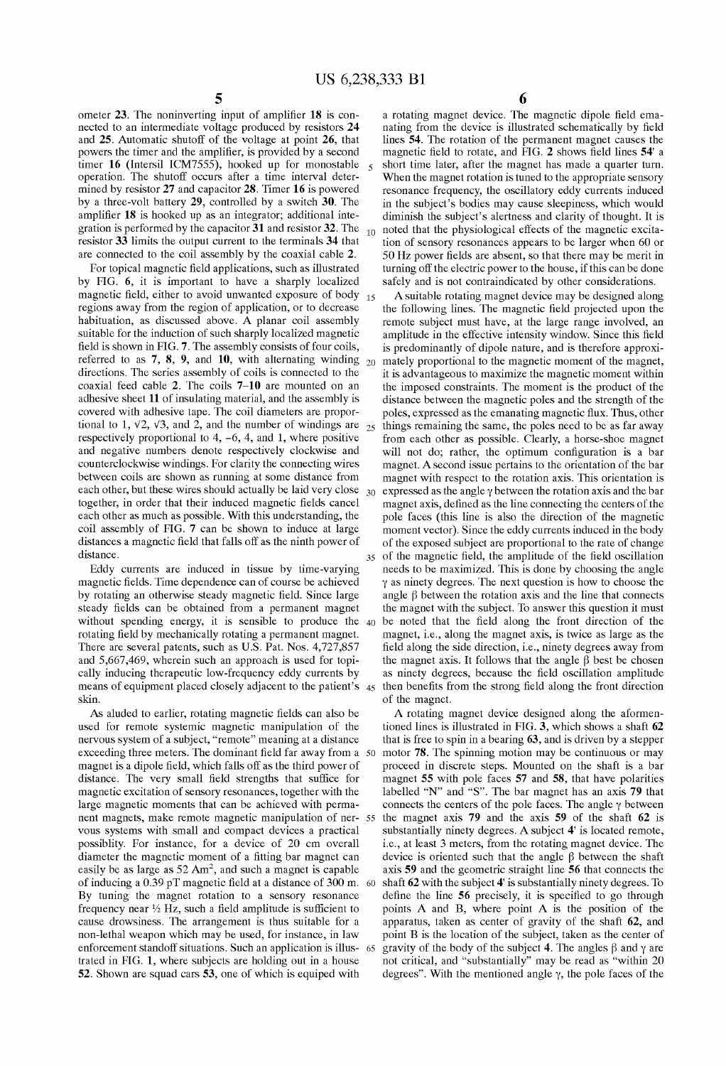ometer 23. The noninverting input of amplifier 18 is connected to an intermediate voltage produced by resistors 24 and 25. Automatic shutoff of the voltage at point 26, that powers the timer and the amplifier, is provided by a second timer 16 (Intersil ICM7555), hooked up for monostable operation. The shutoff occurs after a time interval determined by resistor 27 and capacitor 28. Timer 16 is powered by a three-volt battery 29, controlled by a switch 30. The amplifier 18 is hooked up as an integrator; additional integration is performed by the capacitor 31 and resistor 32. The resistor 33 limits the output current to the terminals 34 that are connected to the coil assembly by the coaxial cable 2.

For topical magnetic field applications, such as illustrated by FIG. 6, it is important to have a sharply localized magnetic field, either to avoid unwanted exposure of body regions away from the region of application, or to decrease habituation, as discussed above. A planar coil assembly suitable for the induction of such sharply localized magnetic field is shown in FIG. 7. The assembly consists of four coils, referred to as 7, 8, 9, and 10, with alternating winding directions. The series assembly of coils is connected to the coaxial feed cable 2. The coils 7–10 are mounted on an adhesive sheet 11 of insulating material, and the assembly is covered with adhesive tape. The coil diameters are proportional to 1, $\sqrt{2}$, $\sqrt{3}$, and 2, and the number of windings are respectively proportional to 4, −6, 4, and 1, where positive and negative numbers denote respectively clockwise and counterclockwise windings. For clarity the connecting wires between coils are shown as running at some distance from each other, but these wires should actually be laid very close together, in order that their induced magnetic fields cancel each other as much as possible. With this understanding, the coil assembly of FIG. 7 can be shown to induce at large distances a magnetic field that falls off as the ninth power of distance.

Eddy currents are induced in tissue by time-varying magnetic fields. Time dependence can of course be achieved by rotating an otherwise steady magnetic field. Since large steady fields can be obtained from a permanent magnet without spending energy, it is sensible to produce the rotating field by mechanically rotating a permanent magnet. There are several patents, such as U.S. Pat. Nos. 4,727,857 and 5,667,469, wherein such an approach is used for topically inducing therapeutic low-frequency eddy currents by means of equipment placed closely adjacent to the patient's skin.

As aluded to earlier, rotating magnetic fields can also be used for remote systemic magnetic manipulation of the nervous system of a subject, "remote" meaning at a distance exceeding three meters. The dominant field far away from a magnet is a dipole field, which falls off as the third power of distance. The very small field strengths that suffice for magnetic excitation of sensory resonances, together with the large magnetic moments that can be achieved with permanent magnets, make remote magnetic manipulation of nervous systems with small and compact devices a practical possiblity. For instance, for a device of 20 cm overall diameter the magnetic moment of a fitting bar magnet can easily be as large as 52 $\text{Am}^2$, and such a magnet is capable of inducing a 0.39 pT magnetic field at a distance of 300 m. By tuning the magnet rotation to a sensory resonance frequency near ½ Hz, such a field amplitude is sufficient to cause drowsiness. The arrangement is thus suitable for a non-lethal weapon which may be used, for instance, in law enforcement standoff situations. Such an application is illustrated in FIG. 1, where subjects are holding out in a house 52. Shown are squad cars 53, one of which is equiped with a rotating magnet device. The magnetic dipole field emanating from the device is illustrated schematically by field lines 54. The rotation of the permanent magnet causes the magnetic field to rotate, and FIG. 2 shows field lines 54' a short time later, after the magnet has made a quarter turn. When the magnet rotation is tuned to the appropriate sensory resonance frequency, the oscillatory eddy currents induced in the subject's bodies may cause sleepiness, which would diminish the subject's alertness and clarity of thought. It is noted that the physiological effects of the magnetic excitation of sensory resonances appears to be larger when 60 or 50 Hz power fields are absent, so that there may be merit in turning off the electric power to the house, if this can be done safely and is not contraindicated by other considerations.

A suitable rotating magnet device may be designed along the following lines. The magnetic field projected upon the remote subject must have, at the large range involved, an amplitude in the effective intensity window. Since this field is predominantly of dipole nature, and is therefore approximately proportional to the magnetic moment of the magnet, it is advantageous to maximize the magnetic moment within the imposed constraints. The moment is the product of the distance between the magnetic poles and the strength of the poles, expressed as the emanating magnetic flux. Thus, other things remaining the same, the poles need to be as far away from each other as possible. Clearly, a horse-shoe magnet will not do; rather, the optimum configuration is a bar magnet. A second issue pertains to the orientation of the bar magnet with respect to the rotation axis. This orientation is expressed as the angle $\gamma$ between the rotation axis and the bar magnet axis, defined as the line connecting the centers of the pole faces (this line is also the direction of the magnetic moment vector). Since the eddy currents induced in the body of the exposed subject are proportional to the rate of change of the magnetic field, the amplitude of the field oscillation needs to be maximized. This is done by choosing the angle $\gamma$ as ninety degrees. The next question is how to choose the angle $\beta$ between the rotation axis and the line that connects the magnet with the subject. To answer this question it must be noted that the field along the front direction of the magnet, i.e., along the magnet axis, is twice as large as the field along the side direction, i.e., ninety degrees away from the magnet axis. It follows that the angle $\beta$ best be chosen as ninety degrees, because the field oscillation amplitude then benefits from the strong field along the front direction of the magnet.

A rotating magnet device designed along the aforementioned lines is illustrated in FIG. 3, which shows a shaft 62 that is free to spin in a bearing 63, and is driven by a stepper motor 78. The spinning motion may be continuous or may proceed in discrete steps. Mounted on the shaft is a bar magnet 55 with pole faces 57 and 58, that have polarities labelled "N" and "S". The bar magnet has an axis 79 that connects the centers of the pole faces. The angle $\gamma$ between the magnet axis 79 and the axis 59 of the shaft 62 is substantially ninety degrees. A subject 4' is located remote, i.e., at least 3 meters, from the rotating magnet device. The device is oriented such that the angle $\beta$ between the shaft axis 59 and the geometric straight line 56 that connects the shaft 62 with the subject 4' is substantially ninety degrees. To define the line 56 precisely, it is specified to go through points A and B, where point A is the position of the apparatus, taken as center of gravity of the shaft 62, and point B is the location of the subject, taken as the center of gravity of the body of the subject 4. The angles $\beta$ and $\gamma$ are not critical, and "substantially" may be read as "within 20 degrees". With the mentioned angle $\gamma$, the pole faces of the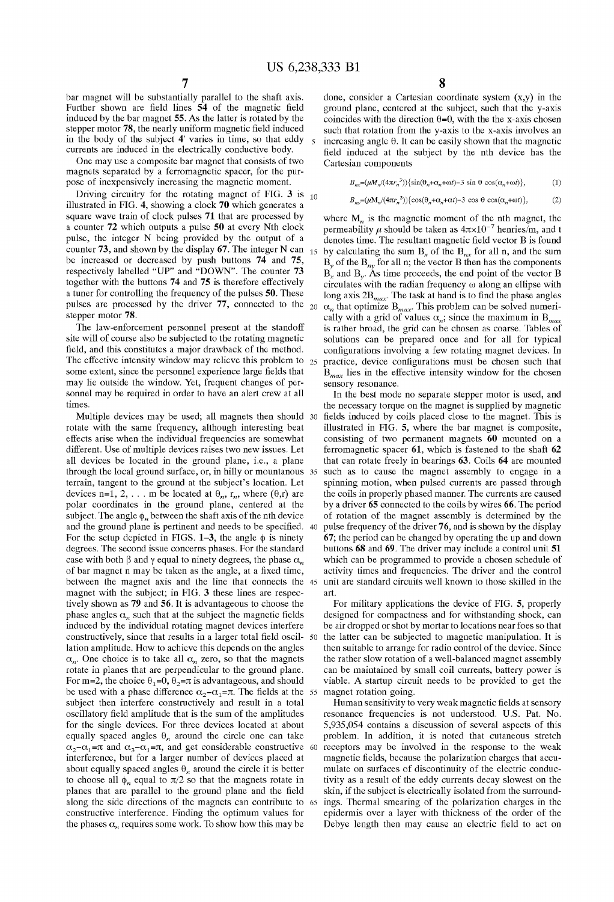bar magnet will be substantially parallel to the shaft axis. Further shown are field lines **54** of the magnetic field induced by the bar magnet **55**. As the latter is rotated by the stepper motor **78**, the nearly uniform magnetic field induced in the body of the subject **4'** varies in time, so that eddy currents are induced in the electrically conductive body.

One may use a composite bar magnet that consists of two magnets separated by a ferromagnetic spacer, for the purpose of inexpensively increasing the magnetic moment.

Driving circuitry for the rotating magnet of FIG. **3** is illustrated in FIG. **4**, showing a clock **70** which generates a square wave train of clock pulses **71** that are processed by a counter **72** which outputs a pulse **50** at every Nth clock pulse, the integer N being provided by the output of a counter **73**, and shown by the display **67**. The integer N can be increased or decreased by push buttons **74** and **75**, respectively labelled "UP" and "DOWN". The counter **73** together with the buttons **74** and **75** is therefore effectively a tuner for controlling the frequency of the pulses **50**. These pulses are processed by the driver **77**, connected to the stepper motor **78**.

The law-enforcement personnel present at the standoff site will of course also be subjected to the rotating magnetic field, and this constitutes a major drawback of the method. The effective intensity window may relieve this problem to some extent, since the personnel experience large fields that may lie outside the window. Yet, frequent changes of personnel may be required in order to have an alert crew at all times.

Multiple devices may be used; all magnets then should rotate with the same frequency, although interesting beat effects arise when the individual frequencies are somewhat different. Use of multiple devices raises two new issues. Let all devices be located in the ground plane, i.e., a plane through the local ground surface, or, in hilly or mountanous terrain, tangent to the ground at the subject's location. Let devices n=1, 2, . . . m be located at $\theta_n$, $r_n$, where $(\theta,r)$ are polar coordinates in the ground plane, centered at the subject. The angle $\phi_n$ between the shaft axis of the nth device and the ground plane is pertinent and needs to be specified. For the setup depicted in FIGS. **1**–**3**, the angle $\phi$ is ninety degrees. The second issue concerns phases. For the standard case with both $\beta$ and $\gamma$ equal to ninety degrees, the phase $\alpha_n$ of bar magnet n may be taken as the angle, at a fixed time, between the magnet axis and the line that connects the magnet with the subject; in FIG. **3** these lines are respectively shown as **79** and **56**. It is advantageous to choose the phase angles $\alpha_n$ such that at the subject the magnetic fields induced by the individual rotating magnet devices interfere constructively, since that results in a larger total field oscillation amplitude. How to achieve this depends on the angles $\alpha_n$. One choice is to take all $\alpha_n$ zero, so that the magnets rotate in planes that are perpendicular to the ground plane. For m=2, the choice $\theta_1=0$, $\theta_2=\pi$ is advantageous, and should be used with a phase difference $\alpha_2-\alpha_1=\pi$. The fields at the subject then interfere constructively and result in a total oscillatory field amplitude that is the sum of the amplitudes for the single devices. For three devices located at about equally spaced angles $\theta_n$ around the circle one can take $\alpha_2-\alpha_1=\pi$ and $\alpha_3-\alpha_1=\pi$, and get considerable constructive interference, but for a larger number of devices placed at about equally spaced angles $\theta_n$ around the circle it is better to choose all $\phi_n$ equal to $\pi/2$ so that the magnets rotate in planes that are parallel to the ground plane and the field along the side directions of the magnets can contribute to constructive interference. Finding the optimum values for the phases $\alpha_n$ requires some work. To show how this may be done, consider a Cartesian coordinate system (x,y) in the ground plane, centered at the subject, such that the y-axis coincides with the direction $\theta=0$, with the the x-axis chosen such that rotation from the y-axis to the x-axis involves an increasing angle $\theta$. It can be easily shown that the magnetic field induced at the subject by the nth device has the Cartesian components

$$B_{nx}=(\mu M_n/(4\pi r_n^3))\{\sin(\theta_n+\alpha_n+\omega t)-3\sin\theta\cos(\alpha_n+\omega t)\}, \quad (1)$$

$$B_{ny}=(\mu M_n/(4\pi r_n^3))\{\cos(\theta_n+\alpha_n+\omega t)-3\cos\theta\cos(\alpha_n+\omega t)\}, \quad (2)$$

where $M_n$ is the magnetic moment of the nth magnet, the permeability $\mu$ should be taken as $4\pi\times10^{-7}$ henries/m, and t denotes time. The resultant magnetic field vector B is found by calculating the sum $B_x$ of the $B_{nx}$ for all n, and the sum $B_y$ of the $B_{ny}$ for all n; the vector B then has the components $B_x$ and $B_y$. As time proceeds, the end point of the vector B circulates with the radian frequency $\omega$ along an ellipse with long axis $2B_{max}$. The task at hand is to find the phase angles $\alpha_n$ that optimize $B_{max}$. This problem can be solved numerically with a grid of values $\alpha_n$; since the maximum in $B_{max}$ is rather broad, the grid can be chosen as coarse. Tables of solutions can be prepared once and for all for typical configurations involving a few rotating magnet devices. In practice, device configurations must be chosen such that $B_{max}$ lies in the effective intensity window for the chosen sensory resonance.

In the best mode no separate stepper motor is used, and the necessary torque on the magnet is supplied by magnetic fields induced by coils placed close to the magnet. This is illustrated in FIG. **5**, where the bar magnet is composite, consisting of two permanent magnets **60** mounted on a ferromagnetic spacer **61**, which is fastened to the shaft **62** that can rotate freely in bearings **63**. Coils **64** are mounted such as to cause the magnet assembly to engage in a spinning motion, when pulsed currents are passed through the coils in properly phased manner. The currents are caused by a driver **65** connected to the coils by wires **66**. The period of rotation of the magnet assembly is determined by the pulse frequency of the driver **76**, and is shown by the display **67**; the period can be changed by operating the up and down buttons **68** and **69**. The driver may include a control unit **51** which can be programmed to provide a chosen schedule of activity times and frequencies. The driver and the control unit are standard circuits well known to those skilled in the art.

For military applications the device of FIG. **5**, properly designed for compactness and for withstanding shock, can be air dropped or shot by mortar to locations near foes so that the latter can be subjected to magnetic manipulation. It is then suitable to arrange for radio control of the device. Since the rather slow rotation of a well-balanced magnet assembly can be maintained by small coil currents, battery power is viable. A startup circuit needs to be provided to get the magnet rotation going.

Human sensitivity to very weak magnetic fields at sensory resonance frequencies is not understood. U.S. Pat. No. 5,935,054 contains a discussion of several aspects of this problem. In addition, it is noted that cutaneous stretch receptors may be involved in the response to the weak magnetic fields, because the polarization charges that accumulate on surfaces of discontinuity of the electric conductivity as a result of the eddy currents decay slowest on the skin, if the subject is electrically isolated from the surroundings. Thermal smearing of the polarization charges in the epidermis over a layer with thickness of the order of the Debye length then may cause an electric field to act on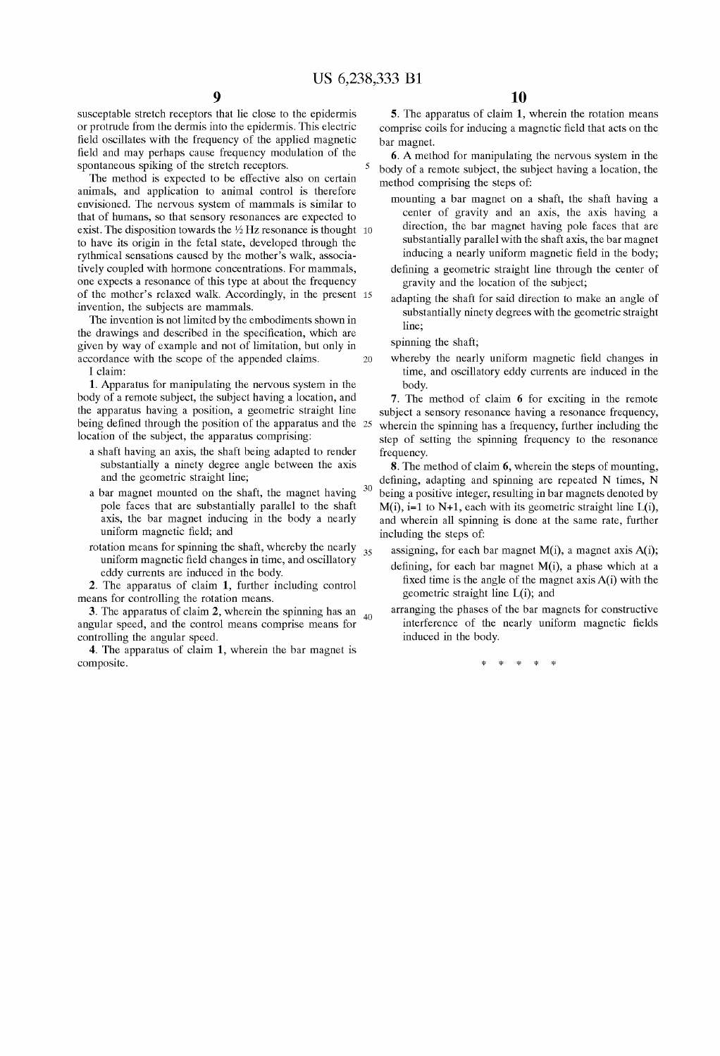susceptable stretch receptors that lie close to the epidermis or protrude from the dermis into the epidermis. This electric field oscillates with the frequency of the applied magnetic field and may perhaps cause frequency modulation of the spontaneous spiking of the stretch receptors.

The method is expected to be effective also on certain animals, and application to animal control is therefore envisioned. The nervous system of mammals is similar to that of humans, so that sensory resonances are expected to exist. The disposition towards the ½ Hz resonance is thought to have its origin in the fetal state, developed through the rythmical sensations caused by the mother's walk, associatively coupled with hormone concentrations. For mammals, one expects a resonance of this type at about the frequency of the mother's relaxed walk. Accordingly, in the present invention, the subjects are mammals.

The invention is not limited by the embodiments shown in the drawings and described in the specification, which are given by way of example and not of limitation, but only in accordance with the scope of the appended claims.

I claim:

**1**. Apparatus for manipulating the nervous system in the body of a remote subject, the subject having a location, and the apparatus having a position, a geometric straight line being defined through the position of the apparatus and the location of the subject, the apparatus comprising:

- a shaft having an axis, the shaft being adapted to render substantially a ninety degree angle between the axis and the geometric straight line;
- a bar magnet mounted on the shaft, the magnet having pole faces that are substantially parallel to the shaft axis, the bar magnet inducing in the body a nearly uniform magnetic field; and
- rotation means for spinning the shaft, whereby the nearly uniform magnetic field changes in time, and oscillatory eddy currents are induced in the body.

**2**. The apparatus of claim **1**, further including control means for controlling the rotation means.

**3**. The apparatus of claim **2**, wherein the spinning has an angular speed, and the control means comprise means for controlling the angular speed.

**4**. The apparatus of claim **1**, wherein the bar magnet is composite.

**5**. The apparatus of claim **1**, wherein the rotation means comprise coils for inducing a magnetic field that acts on the bar magnet.

**6**. A method for manipulating the nervous system in the body of a remote subject, the subject having a location, the method comprising the steps of:

- mounting a bar magnet on a shaft, the shaft having a center of gravity and an axis, the axis having a direction, the bar magnet having pole faces that are substantially parallel with the shaft axis, the bar magnet inducing a nearly uniform magnetic field in the body;
- defining a geometric straight line through the center of gravity and the location of the subject;
- adapting the shaft for said direction to make an angle of substantially ninety degrees with the geometric straight line;
- spinning the shaft;
- whereby the nearly uniform magnetic field changes in time, and oscillatory eddy currents are induced in the body.

**7**. The method of claim **6** for exciting in the remote subject a sensory resonance having a resonance frequency, wherein the spinning has a frequency, further including the step of setting the spinning frequency to the resonance frequency.

**8**. The method of claim **6**, wherein the steps of mounting, defining, adapting and spinning are repeated N times, N being a positive integer, resulting in bar magnets denoted by M(i), i=1 to N+1, each with its geometric straight line L(i), and wherein all spinning is done at the same rate, further including the steps of:

- assigning, for each bar magnet M(i), a magnet axis A(i);
- defining, for each bar magnet M(i), a phase which at a fixed time is the angle of the magnet axis A(i) with the geometric straight line L(i); and
- arranging the phases of the bar magnets for constructive interference of the nearly uniform magnetic fields induced in the body.

* * * * *